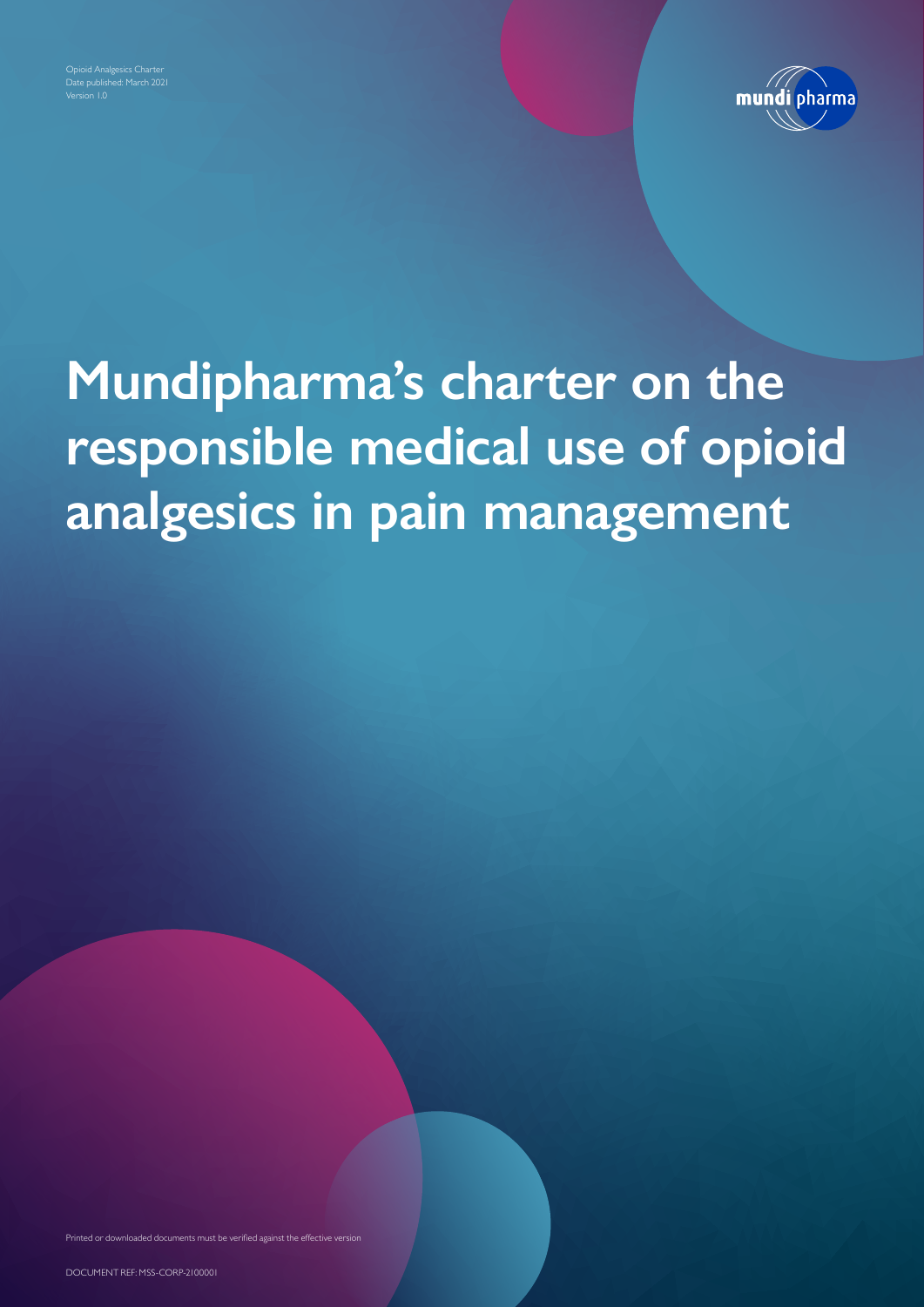Opioid Analgesics Charter
Date published: March 2021
Version 1.0

# Mundipharma's charter on the responsible medical use of opioid analgesics in pain management

Printed or downloaded documents must be verified against the effective version

DOCUMENT REF: MSS-CORP-2100001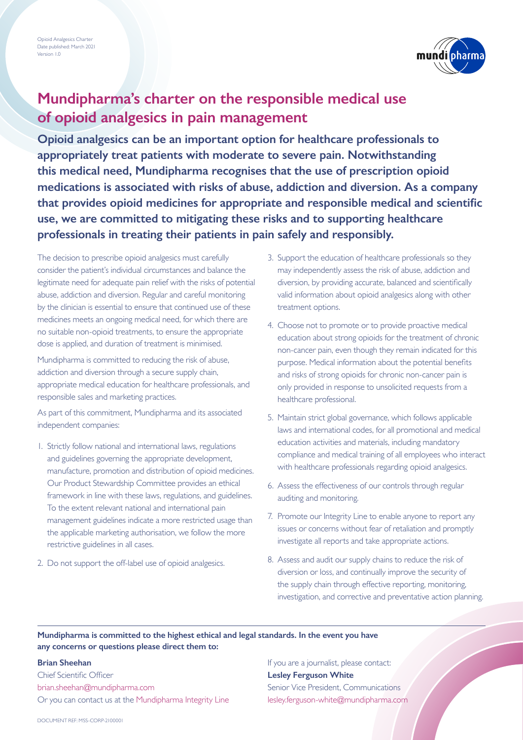Opioid Analgesics Charter
Date published: March 2021
Version 1.0

# Mundipharma's charter on the responsible medical use of opioid analgesics in pain management

**Opioid analgesics can be an important option for healthcare professionals to appropriately treat patients with moderate to severe pain. Notwithstanding this medical need, Mundipharma recognises that the use of prescription opioid medications is associated with risks of abuse, addiction and diversion. As a company that provides opioid medicines for appropriate and responsible medical and scientific use, we are committed to mitigating these risks and to supporting healthcare professionals in treating their patients in pain safely and responsibly.**

The decision to prescribe opioid analgesics must carefully consider the patient's individual circumstances and balance the legitimate need for adequate pain relief with the risks of potential abuse, addiction and diversion. Regular and careful monitoring by the clinician is essential to ensure that continued use of these medicines meets an ongoing medical need, for which there are no suitable non-opioid treatments, to ensure the appropriate dose is applied, and duration of treatment is minimised.

Mundipharma is committed to reducing the risk of abuse, addiction and diversion through a secure supply chain, appropriate medical education for healthcare professionals, and responsible sales and marketing practices.

As part of this commitment, Mundipharma and its associated independent companies:

1. Strictly follow national and international laws, regulations and guidelines governing the appropriate development, manufacture, promotion and distribution of opioid medicines. Our Product Stewardship Committee provides an ethical framework in line with these laws, regulations, and guidelines. To the extent relevant national and international pain management guidelines indicate a more restricted usage than the applicable marketing authorisation, we follow the more restrictive guidelines in all cases.
2. Do not support the off-label use of opioid analgesics.
3. Support the education of healthcare professionals so they may independently assess the risk of abuse, addiction and diversion, by providing accurate, balanced and scientifically valid information about opioid analgesics along with other treatment options.
4. Choose not to promote or to provide proactive medical education about strong opioids for the treatment of chronic non-cancer pain, even though they remain indicated for this purpose. Medical information about the potential benefits and risks of strong opioids for chronic non-cancer pain is only provided in response to unsolicited requests from a healthcare professional.
5. Maintain strict global governance, which follows applicable laws and international codes, for all promotional and medical education activities and materials, including mandatory compliance and medical training of all employees who interact with healthcare professionals regarding opioid analgesics.
6. Assess the effectiveness of our controls through regular auditing and monitoring.
7. Promote our Integrity Line to enable anyone to report any issues or concerns without fear of retaliation and promptly investigate all reports and take appropriate actions.
8. Assess and audit our supply chains to reduce the risk of diversion or loss, and continually improve the security of the supply chain through effective reporting, monitoring, investigation, and corrective and preventative action planning.

**Mundipharma is committed to the highest ethical and legal standards. In the event you have any concerns or questions please direct them to:**

**Brian Sheehan**
Chief Scientific Officer
brian.sheehan@mundipharma.com
Or you can contact us at the Mundipharma Integrity Line

If you are a journalist, please contact:
**Lesley Ferguson White**
Senior Vice President, Communications
lesley.ferguson-white@mundipharma.com

DOCUMENT REF: MSS-CORP-2100001